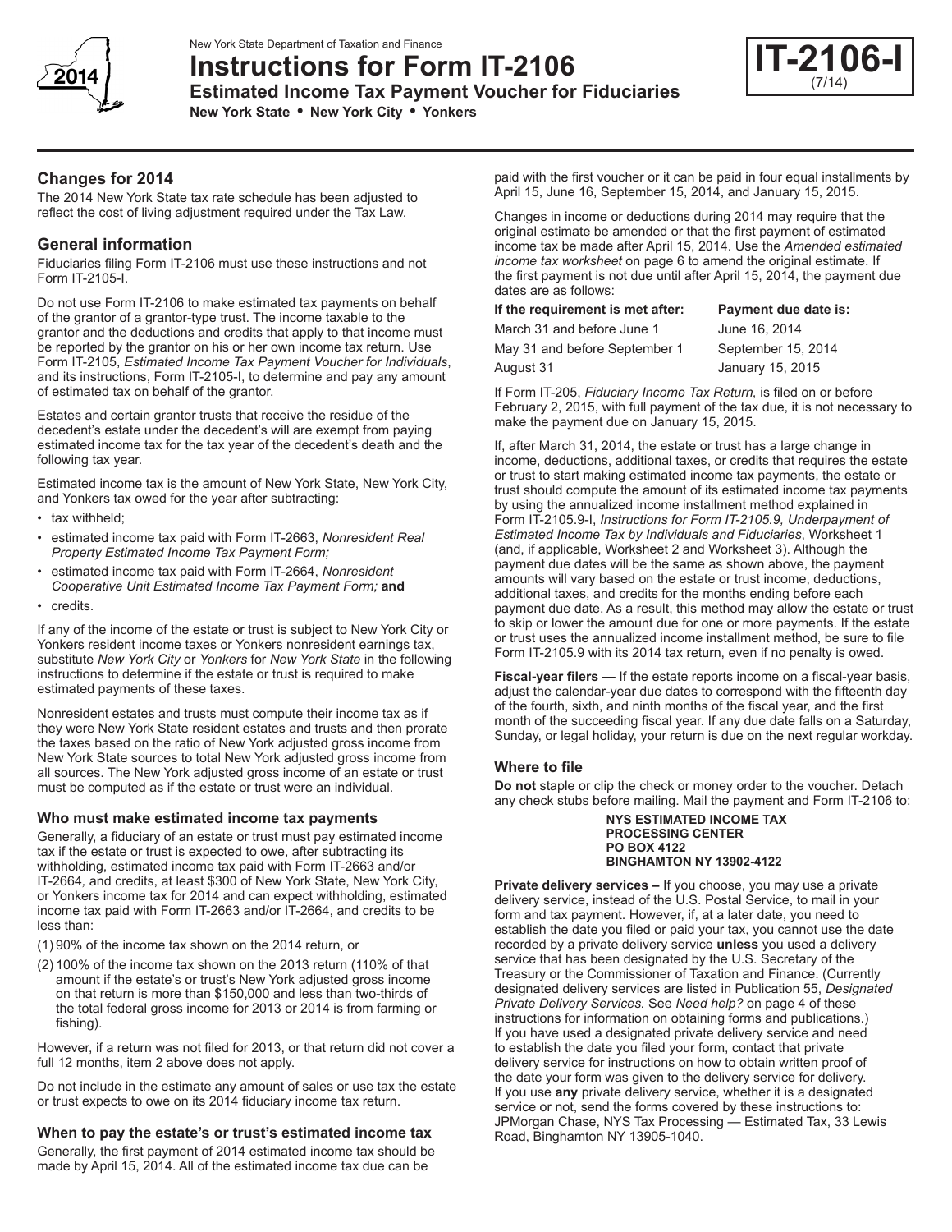New York State Department of Taxation and Finance

# Instructions for Form IT-2106

## Estimated Income Tax Payment Voucher for Fiduciaries

**New York State • New York City • Yonkers**

**IT-2106-I** (7/14)

## Changes for 2014

The 2014 New York State tax rate schedule has been adjusted to reflect the cost of living adjustment required under the Tax Law.

## General information

Fiduciaries filing Form IT-2106 must use these instructions and not Form IT-2105-I.

Do not use Form IT-2106 to make estimated tax payments on behalf of the grantor of a grantor-type trust. The income taxable to the grantor and the deductions and credits that apply to that income must be reported by the grantor on his or her own income tax return. Use Form IT-2105, *Estimated Income Tax Payment Voucher for Individuals*, and its instructions, Form IT-2105-I, to determine and pay any amount of estimated tax on behalf of the grantor.

Estates and certain grantor trusts that receive the residue of the decedent's estate under the decedent's will are exempt from paying estimated income tax for the tax year of the decedent's death and the following tax year.

Estimated income tax is the amount of New York State, New York City, and Yonkers tax owed for the year after subtracting:

- tax withheld;
- estimated income tax paid with Form IT-2663, *Nonresident Real Property Estimated Income Tax Payment Form;*
- estimated income tax paid with Form IT-2664, *Nonresident Cooperative Unit Estimated Income Tax Payment Form;* **and**
- credits.

If any of the income of the estate or trust is subject to New York City or Yonkers resident income taxes or Yonkers nonresident earnings tax, substitute *New York City* or *Yonkers* for *New York State* in the following instructions to determine if the estate or trust is required to make estimated payments of these taxes.

Nonresident estates and trusts must compute their income tax as if they were New York State resident estates and trusts and then prorate the taxes based on the ratio of New York adjusted gross income from New York State sources to total New York adjusted gross income from all sources. The New York adjusted gross income of an estate or trust must be computed as if the estate or trust were an individual.

### Who must make estimated income tax payments

Generally, a fiduciary of an estate or trust must pay estimated income tax if the estate or trust is expected to owe, after subtracting its withholding, estimated income tax paid with Form IT-2663 and/or IT-2664, and credits, at least $300 of New York State, New York City, or Yonkers income tax for 2014 and can expect withholding, estimated income tax paid with Form IT-2663 and/or IT-2664, and credits to be less than:

(1) 90% of the income tax shown on the 2014 return, or

(2) 100% of the income tax shown on the 2013 return (110% of that amount if the estate's or trust's New York adjusted gross income on that return is more than $150,000 and less than two-thirds of the total federal gross income for 2013 or 2014 is from farming or fishing).

However, if a return was not filed for 2013, or that return did not cover a full 12 months, item 2 above does not apply.

Do not include in the estimate any amount of sales or use tax the estate or trust expects to owe on its 2014 fiduciary income tax return.

### When to pay the estate's or trust's estimated income tax

Generally, the first payment of 2014 estimated income tax should be made by April 15, 2014. All of the estimated income tax due can be paid with the first voucher or it can be paid in four equal installments by April 15, June 16, September 15, 2014, and January 15, 2015.

Changes in income or deductions during 2014 may require that the original estimate be amended or that the first payment of estimated income tax be made after April 15, 2014. Use the *Amended estimated income tax worksheet* on page 6 to amend the original estimate. If the first payment is not due until after April 15, 2014, the payment due dates are as follows:

| If the requirement is met after: | Payment due date is: |
|---|---|
| March 31 and before June 1 | June 16, 2014 |
| May 31 and before September 1 | September 15, 2014 |
| August 31 | January 15, 2015 |

If Form IT-205, *Fiduciary Income Tax Return,* is filed on or before February 2, 2015, with full payment of the tax due, it is not necessary to make the payment due on January 15, 2015.

If, after March 31, 2014, the estate or trust has a large change in income, deductions, additional taxes, or credits that requires the estate or trust to start making estimated income tax payments, the estate or trust should compute the amount of its estimated income tax payments by using the annualized income installment method explained in Form IT-2105.9-I, *Instructions for Form IT-2105.9, Underpayment of Estimated Income Tax by Individuals and Fiduciaries*, Worksheet 1 (and, if applicable, Worksheet 2 and Worksheet 3). Although the payment due dates will be the same as shown above, the payment amounts will vary based on the estate or trust income, deductions, additional taxes, and credits for the months ending before each payment due date. As a result, this method may allow the estate or trust to skip or lower the amount due for one or more payments. If the estate or trust uses the annualized income installment method, be sure to file Form IT-2105.9 with its 2014 tax return, even if no penalty is owed.

**Fiscal-year filers —** If the estate reports income on a fiscal-year basis, adjust the calendar-year due dates to correspond with the fifteenth day of the fourth, sixth, and ninth months of the fiscal year, and the first month of the succeeding fiscal year. If any due date falls on a Saturday, Sunday, or legal holiday, your return is due on the next regular workday.

### Where to file

**Do not** staple or clip the check or money order to the voucher. Detach any check stubs before mailing. Mail the payment and Form IT-2106 to:

**NYS ESTIMATED INCOME TAX**
**PROCESSING CENTER**
**PO BOX 4122**
**BINGHAMTON NY 13902-4122**

**Private delivery services –** If you choose, you may use a private delivery service, instead of the U.S. Postal Service, to mail in your form and tax payment. However, if, at a later date, you need to establish the date you filed or paid your tax, you cannot use the date recorded by a private delivery service **unless** you used a delivery service that has been designated by the U.S. Secretary of the Treasury or the Commissioner of Taxation and Finance. (Currently designated delivery services are listed in Publication 55, *Designated Private Delivery Services.* See *Need help?* on page 4 of these instructions for information on obtaining forms and publications.) If you have used a designated private delivery service and need to establish the date you filed your form, contact that private delivery service for instructions on how to obtain written proof of the date your form was given to the delivery service for delivery. If you use **any** private delivery service, whether it is a designated service or not, send the forms covered by these instructions to: JPMorgan Chase, NYS Tax Processing — Estimated Tax, 33 Lewis Road, Binghamton NY 13905-1040.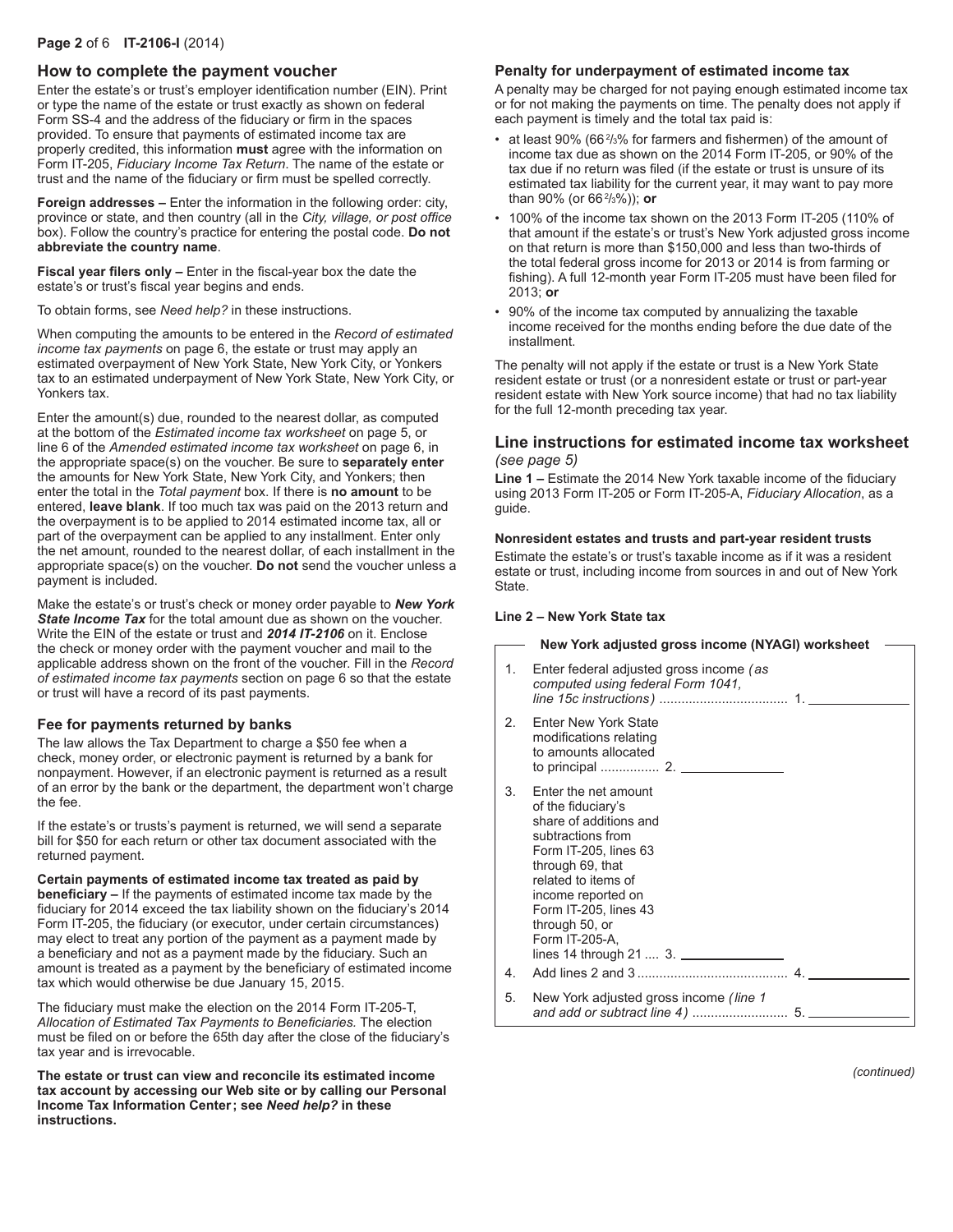## How to complete the payment voucher

Enter the estate's or trust's employer identification number (EIN). Print or type the name of the estate or trust exactly as shown on federal Form SS-4 and the address of the fiduciary or firm in the spaces provided. To ensure that payments of estimated income tax are properly credited, this information **must** agree with the information on Form IT-205, *Fiduciary Income Tax Return*. The name of the estate or trust and the name of the fiduciary or firm must be spelled correctly.

**Foreign addresses –** Enter the information in the following order: city, province or state, and then country (all in the *City, village, or post office* box). Follow the country's practice for entering the postal code. **Do not abbreviate the country name**.

**Fiscal year filers only –** Enter in the fiscal-year box the date the estate's or trust's fiscal year begins and ends.

To obtain forms, see *Need help?* in these instructions.

When computing the amounts to be entered in the *Record of estimated income tax payments* on page 6, the estate or trust may apply an estimated overpayment of New York State, New York City, or Yonkers tax to an estimated underpayment of New York State, New York City, or Yonkers tax.

Enter the amount(s) due, rounded to the nearest dollar, as computed at the bottom of the *Estimated income tax worksheet* on page 5, or line 6 of the *Amended estimated income tax worksheet* on page 6, in the appropriate space(s) on the voucher. Be sure to **separately enter** the amounts for New York State, New York City, and Yonkers; then enter the total in the *Total payment* box. If there is **no amount** to be entered, **leave blank**. If too much tax was paid on the 2013 return and the overpayment is to be applied to 2014 estimated income tax, all or part of the overpayment can be applied to any installment. Enter only the net amount, rounded to the nearest dollar, of each installment in the appropriate space(s) on the voucher. **Do not** send the voucher unless a payment is included.

Make the estate's or trust's check or money order payable to ***New York State Income Tax*** for the total amount due as shown on the voucher. Write the EIN of the estate or trust and ***2014 IT-2106*** on it. Enclose the check or money order with the payment voucher and mail to the applicable address shown on the front of the voucher. Fill in the *Record of estimated income tax payments* section on page 6 so that the estate or trust will have a record of its past payments.

## Fee for payments returned by banks

The law allows the Tax Department to charge a $50 fee when a check, money order, or electronic payment is returned by a bank for nonpayment. However, if an electronic payment is returned as a result of an error by the bank or the department, the department won't charge the fee.

If the estate's or trusts's payment is returned, we will send a separate bill for $50 for each return or other tax document associated with the returned payment.

**Certain payments of estimated income tax treated as paid by beneficiary –** If the payments of estimated income tax made by the fiduciary for 2014 exceed the tax liability shown on the fiduciary's 2014 Form IT-205, the fiduciary (or executor, under certain circumstances) may elect to treat any portion of the payment as a payment made by a beneficiary and not as a payment made by the fiduciary. Such an amount is treated as a payment by the beneficiary of estimated income tax which would otherwise be due January 15, 2015.

The fiduciary must make the election on the 2014 Form IT-205-T, *Allocation of Estimated Tax Payments to Beneficiaries.* The election must be filed on or before the 65th day after the close of the fiduciary's tax year and is irrevocable.

**The estate or trust can view and reconcile its estimated income tax account by accessing our Web site or by calling our Personal Income Tax Information Center; see *Need help?* in these instructions.**

## Penalty for underpayment of estimated income tax

A penalty may be charged for not paying enough estimated income tax or for not making the payments on time. The penalty does not apply if each payment is timely and the total tax paid is:

- at least 90% (66 2/3% for farmers and fishermen) of the amount of income tax due as shown on the 2014 Form IT-205, or 90% of the tax due if no return was filed (if the estate or trust is unsure of its estimated tax liability for the current year, it may want to pay more than 90% (or 66 2/3%)); **or**
- 100% of the income tax shown on the 2013 Form IT-205 (110% of that amount if the estate's or trust's New York adjusted gross income on that return is more than $150,000 and less than two-thirds of the total federal gross income for 2013 or 2014 is from farming or fishing). A full 12-month year Form IT-205 must have been filed for 2013; **or**
- 90% of the income tax computed by annualizing the taxable income received for the months ending before the due date of the installment.

The penalty will not apply if the estate or trust is a New York State resident estate or trust (or a nonresident estate or trust or part-year resident estate with New York source income) that had no tax liability for the full 12-month preceding tax year.

## Line instructions for estimated income tax worksheet
*(see page 5)*

**Line 1 –** Estimate the 2014 New York taxable income of the fiduciary using 2013 Form IT-205 or Form IT-205-A, *Fiduciary Allocation*, as a guide.

**Nonresident estates and trusts and part-year resident trusts**

Estimate the estate's or trust's taxable income as if it was a resident estate or trust, including income from sources in and out of New York State.

**Line 2 – New York State tax**

**New York adjusted gross income (NYAGI) worksheet**

| | | | |
|---|---|---|---|
| 1. | Enter federal adjusted gross income *(as computed using federal Form 1041, line 15c instructions)* | | 1. ______ |
| 2. | Enter New York State modifications relating to amounts allocated to principal | 2. ______ | |
| 3. | Enter the net amount of the fiduciary's share of additions and subtractions from Form IT-205, lines 63 through 69, that related to items of income reported on Form IT-205, lines 43 through 50, or Form IT-205-A, lines 14 through 21 | 3. ______ | |
| 4. | Add lines 2 and 3 | | 4. ______ |
| 5. | New York adjusted gross income *(line 1 and add or subtract line 4)* | | 5. ______ |

*(continued)*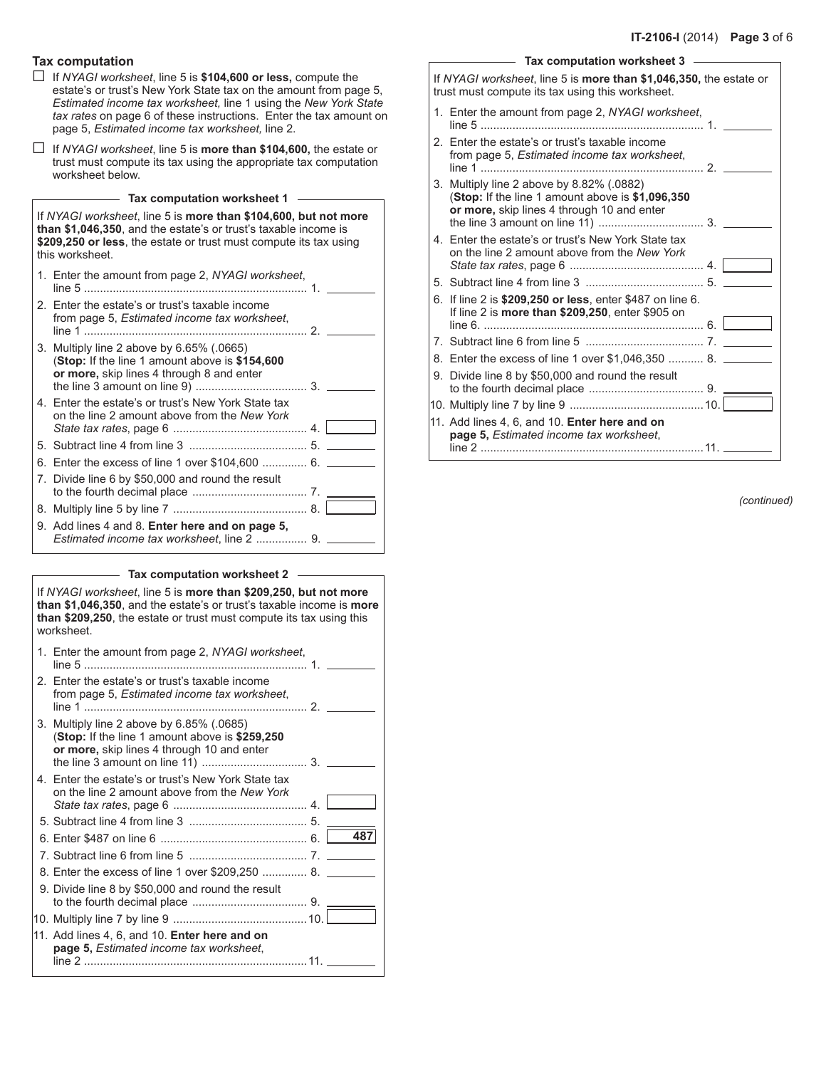## Tax computation

- ☐ If *NYAGI worksheet*, line 5 is **$104,600 or less,** compute the estate's or trust's New York State tax on the amount from page 5, *Estimated income tax worksheet,* line 1 using the *New York State tax rates* on page 6 of these instructions. Enter the tax amount on page 5, *Estimated income tax worksheet,* line 2.
- ☐ If *NYAGI worksheet*, line 5 is **more than $104,600,** the estate or trust must compute its tax using the appropriate tax computation worksheet below.

### Tax computation worksheet 1

If *NYAGI worksheet*, line 5 is **more than $104,600, but not more than $1,046,350**, and the estate's or trust's taxable income is **$209,250 or less**, the estate or trust must compute its tax using this worksheet.

1. Enter the amount from page 2, *NYAGI worksheet*, line 5 .......... 1. ________
2. Enter the estate's or trust's taxable income from page 5, *Estimated income tax worksheet*, line 1 .......... 2. ________
3. Multiply line 2 above by 6.65% (.0665) (**Stop:** If the line 1 amount above is **$154,600 or more,** skip lines 4 through 8 and enter the line 3 amount on line 9) .......... 3. ________
4. Enter the estate's or trust's New York State tax on the line 2 amount above from the *New York State tax rates*, page 6 .......... 4. ________
5. Subtract line 4 from line 3 .......... 5. ________
6. Enter the excess of line 1 over $104,600 .......... 6. ________
7. Divide line 6 by $50,000 and round the result to the fourth decimal place .......... 7. ________
8. Multiply line 5 by line 7 .......... 8. ________
9. Add lines 4 and 8. **Enter here and on page 5,** *Estimated income tax worksheet*, line 2 .......... 9. ________

### Tax computation worksheet 2

If *NYAGI worksheet*, line 5 is **more than $209,250, but not more than $1,046,350**, and the estate's or trust's taxable income is **more than $209,250**, the estate or trust must compute its tax using this worksheet.

1. Enter the amount from page 2, *NYAGI worksheet*, line 5 .......... 1. ________
2. Enter the estate's or trust's taxable income from page 5, *Estimated income tax worksheet*, line 1 .......... 2. ________
3. Multiply line 2 above by 6.85% (.0685) (**Stop:** If the line 1 amount above is **$259,250 or more,** skip lines 4 through 10 and enter the line 3 amount on line 11) .......... 3. ________
4. Enter the estate's or trust's New York State tax on the line 2 amount above from the *New York State tax rates*, page 6 .......... 4. ________
5. Subtract line 4 from line 3 .......... 5. ________
6. Enter $487 on line 6 .......... 6. **487**
7. Subtract line 6 from line 5 .......... 7. ________
8. Enter the excess of line 1 over $209,250 .......... 8. ________
9. Divide line 8 by $50,000 and round the result to the fourth decimal place .......... 9. ________
10. Multiply line 7 by line 9 .......... 10. ________
11. Add lines 4, 6, and 10. **Enter here and on page 5,** *Estimated income tax worksheet*, line 2 .......... 11. ________

### Tax computation worksheet 3

If *NYAGI worksheet*, line 5 is **more than $1,046,350,** the estate or trust must compute its tax using this worksheet.

1. Enter the amount from page 2, *NYAGI worksheet*, line 5 .......... 1. ________
2. Enter the estate's or trust's taxable income from page 5, *Estimated income tax worksheet*, line 1 .......... 2. ________
3. Multiply line 2 above by 8.82% (.0882) (**Stop:** If the line 1 amount above is **$1,096,350 or more,** skip lines 4 through 10 and enter the line 3 amount on line 11) .......... 3. ________
4. Enter the estate's or trust's New York State tax on the line 2 amount above from the *New York State tax rates*, page 6 .......... 4. ________
5. Subtract line 4 from line 3 .......... 5. ________
6. If line 2 is **$209,250 or less**, enter $487 on line 6. If line 2 is **more than $209,250**, enter $905 on line 6. .......... 6. ________
7. Subtract line 6 from line 5 .......... 7. ________
8. Enter the excess of line 1 over $1,046,350 .......... 8. ________
9. Divide line 8 by $50,000 and round the result to the fourth decimal place .......... 9. ________
10. Multiply line 7 by line 9 .......... 10. ________
11. Add lines 4, 6, and 10. **Enter here and on page 5,** *Estimated income tax worksheet*, line 2 .......... 11. ________

*(continued)*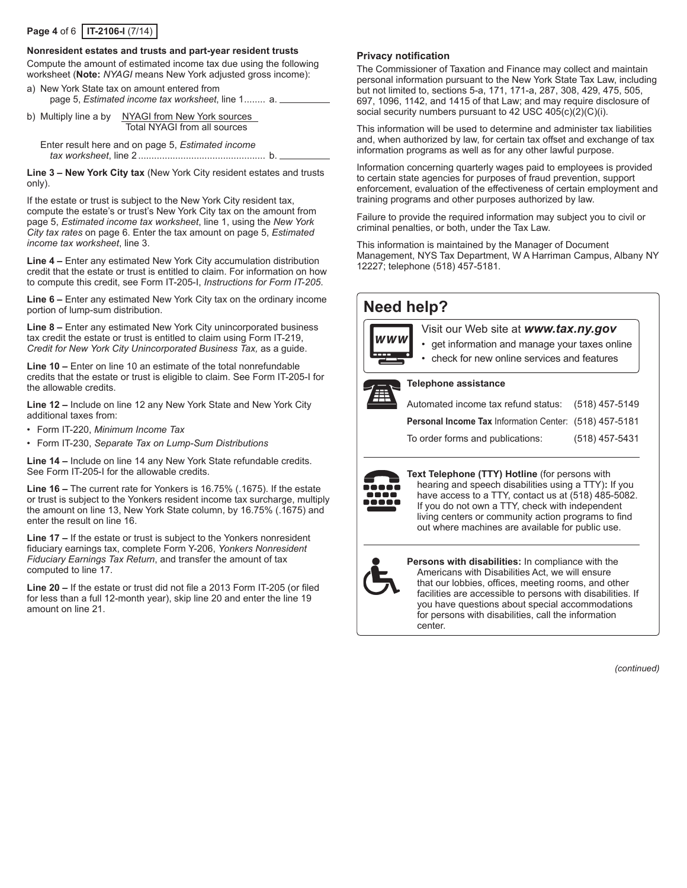### Nonresident estates and trusts and part-year resident trusts

Compute the amount of estimated income tax due using the following worksheet (**Note:** *NYAGI* means New York adjusted gross income):

a) New York State tax on amount entered from page 5, *Estimated income tax worksheet*, line 1........ a. __________

b) Multiply line a by $\frac{\text{NYAGI from New York sources}}{\text{Total NYAGI from all sources}}$

Enter result here and on page 5, *Estimated income tax worksheet*, line 2 ................................................ b. __________

**Line 3 – New York City tax** (New York City resident estates and trusts only).

If the estate or trust is subject to the New York City resident tax, compute the estate's or trust's New York City tax on the amount from page 5, *Estimated income tax worksheet*, line 1, using the *New York City tax rates* on page 6. Enter the tax amount on page 5, *Estimated income tax worksheet*, line 3.

**Line 4 –** Enter any estimated New York City accumulation distribution credit that the estate or trust is entitled to claim. For information on how to compute this credit, see Form IT-205-I, *Instructions for Form IT-205*.

**Line 6 –** Enter any estimated New York City tax on the ordinary income portion of lump-sum distribution.

**Line 8 –** Enter any estimated New York City unincorporated business tax credit the estate or trust is entitled to claim using Form IT-219, *Credit for New York City Unincorporated Business Tax,* as a guide.

**Line 10 –** Enter on line 10 an estimate of the total nonrefundable credits that the estate or trust is eligible to claim. See Form IT-205-I for the allowable credits.

**Line 12 –** Include on line 12 any New York State and New York City additional taxes from:

- Form IT-220, *Minimum Income Tax*
- Form IT-230, *Separate Tax on Lump-Sum Distributions*

**Line 14 –** Include on line 14 any New York State refundable credits. See Form IT-205-I for the allowable credits.

**Line 16 –** The current rate for Yonkers is 16.75% (.1675). If the estate or trust is subject to the Yonkers resident income tax surcharge, multiply the amount on line 13, New York State column, by 16.75% (.1675) and enter the result on line 16.

**Line 17 –** If the estate or trust is subject to the Yonkers nonresident fiduciary earnings tax, complete Form Y-206, *Yonkers Nonresident Fiduciary Earnings Tax Return*, and transfer the amount of tax computed to line 17.

**Line 20 –** If the estate or trust did not file a 2013 Form IT-205 (or filed for less than a full 12-month year), skip line 20 and enter the line 19 amount on line 21.

### Privacy notification

The Commissioner of Taxation and Finance may collect and maintain personal information pursuant to the New York State Tax Law, including but not limited to, sections 5-a, 171, 171-a, 287, 308, 429, 475, 505, 697, 1096, 1142, and 1415 of that Law; and may require disclosure of social security numbers pursuant to 42 USC 405(c)(2)(C)(i).

This information will be used to determine and administer tax liabilities and, when authorized by law, for certain tax offset and exchange of tax information programs as well as for any other lawful purpose.

Information concerning quarterly wages paid to employees is provided to certain state agencies for purposes of fraud prevention, support enforcement, evaluation of the effectiveness of certain employment and training programs and other purposes authorized by law.

Failure to provide the required information may subject you to civil or criminal penalties, or both, under the Tax Law.

This information is maintained by the Manager of Document Management, NYS Tax Department, W A Harriman Campus, Albany NY 12227; telephone (518) 457-5181.

## Need help?

Visit our Web site at ***www.tax.ny.gov***

- get information and manage your taxes online
- check for new online services and features

**Telephone assistance**

| | |
|---|---|
| Automated income tax refund status: | (518) 457-5149 |
| **Personal Income Tax** Information Center: | (518) 457-5181 |
| To order forms and publications: | (518) 457-5431 |

**Text Telephone (TTY) Hotline** (for persons with hearing and speech disabilities using a TTY)**:** If you have access to a TTY, contact us at (518) 485-5082. If you do not own a TTY, check with independent living centers or community action programs to find out where machines are available for public use.

**Persons with disabilities:** In compliance with the Americans with Disabilities Act, we will ensure that our lobbies, offices, meeting rooms, and other facilities are accessible to persons with disabilities. If you have questions about special accommodations for persons with disabilities, call the information center.

*(continued)*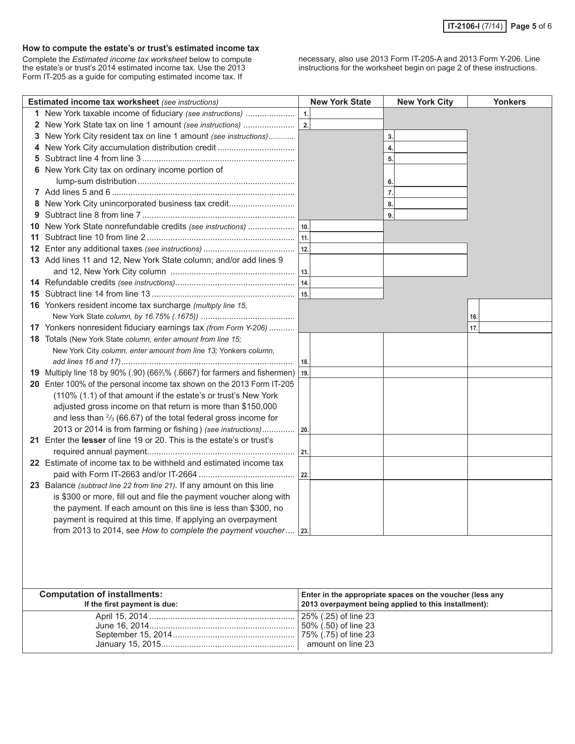## How to compute the estate's or trust's estimated income tax

Complete the *Estimated income tax worksheet* below to compute the estate's or trust's 2014 estimated income tax. Use the 2013 Form IT-205 as a guide for computing estimated income tax. If necessary, also use 2013 Form IT-205-A and 2013 Form Y-206. Line instructions for the worksheet begin on page 2 of these instructions.

| **Estimated income tax worksheet** *(see instructions)* | **New York State** | **New York City** | **Yonkers** |
|---|---|---|---|
| **1** New York taxable income of fiduciary *(see instructions)* | 1. | | |
| **2** New York State tax on line 1 amount *(see instructions)* | 2. | | |
| **3** New York City resident tax on line 1 amount *(see instructions)* | | 3. | |
| **4** New York City accumulation distribution credit | | 4. | |
| **5** Subtract line 4 from line 3 | | 5. | |
| **6** New York City tax on ordinary income portion of lump-sum distribution | | 6. | |
| **7** Add lines 5 and 6 | | 7. | |
| **8** New York City unincorporated business tax credit | | 8. | |
| **9** Subtract line 8 from line 7 | | 9. | |
| **10** New York State nonrefundable credits *(see instructions)* | 10. | | |
| **11** Subtract line 10 from line 2 | 11. | | |
| **12** Enter any additional taxes *(see instructions)* | 12. | | |
| **13** Add lines 11 and 12, New York State column; and/or add lines 9 and 12, New York City column | 13. | | |
| **14** Refundable credits *(see instructions)* | 14. | | |
| **15** Subtract line 14 from line 13 | 15. | | |
| **16** Yonkers resident income tax surcharge *(multiply line 15, New York State column, by 16.75% (.1675))* | | | 16. |
| **17** Yonkers nonresident fiduciary earnings tax *(from Form Y-206)* | | | 17. |
| **18** Totals (New York State *column, enter amount from line 15;* New York City *column, enter amount from line 13;* Yonkers *column, add lines 16 and 17)* | 18. | | |
| **19** Multiply line 18 by 90% (.90) (66⅔% (.6667) for farmers and fishermen) | 19. | | |
| **20** Enter 100% of the personal income tax shown on the 2013 Form IT-205 (110% (1.1) of that amount if the estate's or trust's New York adjusted gross income on that return is more than \$150,000 and less than ⅔ (66.67) of the total federal gross income for 2013 or 2014 is from farming or fishing) *(see instructions)* | 20. | | |
| **21** Enter the **lesser** of line 19 or 20. This is the estate's or trust's required annual payment | 21. | | |
| **22** Estimate of income tax to be withheld and estimated income tax paid with Form IT-2663 and/or IT-2664 | 22. | | |
| **23** Balance *(subtract line 22 from line 21).* If any amount on this line is \$300 or more, fill out and file the payment voucher along with the payment. If each amount on this line is less than \$300, no payment is required at this time. If applying an overpayment from 2013 to 2014, see *How to complete the payment voucher* | 23. | | |

| **Computation of installments:** If the first payment is due: | **Enter in the appropriate spaces on the voucher (less any 2013 overpayment being applied to this installment):** |
|---|---|
| April 15, 2014 | 25% (.25) of line 23 |
| June 16, 2014 | 50% (.50) of line 23 |
| September 15, 2014 | 75% (.75) of line 23 |
| January 15, 2015 | amount on line 23 |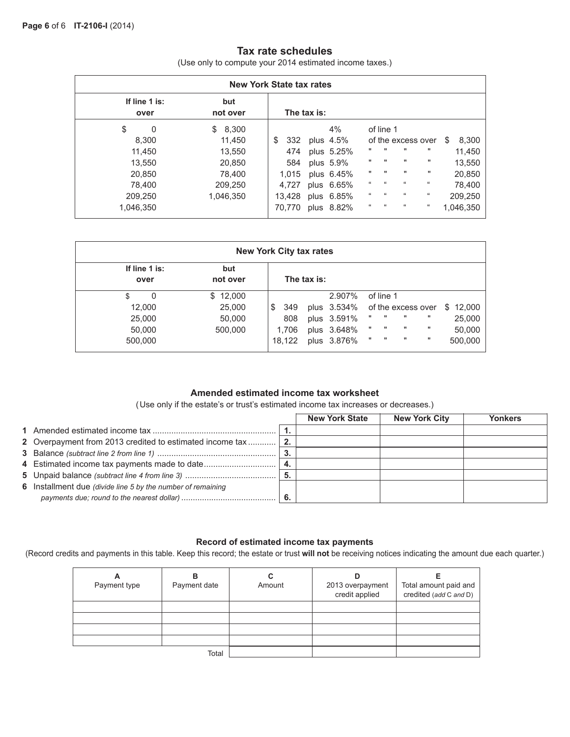## Tax rate schedules

(Use only to compute your 2014 estimated income taxes.)

| New York State tax rates | | |
|---|---|---|
| **If line 1 is: over** | **but not over** | **The tax is:** |
| $ 0 | $ 8,300 | 4% of line 1 |
| 8,300 | 11,450 | $ 332 plus 4.5% of the excess over $ 8,300 |
| 11,450 | 13,550 | 474 plus 5.25% " " " " 11,450 |
| 13,550 | 20,850 | 584 plus 5.9% " " " " 13,550 |
| 20,850 | 78,400 | 1,015 plus 6.45% " " " " 20,850 |
| 78,400 | 209,250 | 4,727 plus 6.65% " " " " 78,400 |
| 209,250 | 1,046,350 | 13,428 plus 6.85% " " " " 209,250 |
| 1,046,350 | | 70,770 plus 8.82% " " " " 1,046,350 |

| New York City tax rates | | |
|---|---|---|
| **If line 1 is: over** | **but not over** | **The tax is:** |
| $ 0 | $ 12,000 | 2.907% of line 1 |
| 12,000 | 25,000 | $ 349 plus 3.534% of the excess over $ 12,000 |
| 25,000 | 50,000 | 808 plus 3.591% " " " " 25,000 |
| 50,000 | 500,000 | 1,706 plus 3.648% " " " " 50,000 |
| 500,000 | | 18,122 plus 3.876% " " " " 500,000 |

### Amended estimated income tax worksheet

(Use only if the estate's or trust's estimated income tax increases or decreases.)

| | | New York State | New York City | Yonkers |
|---|---|---|---|---|
| **1** Amended estimated income tax | **1.** | | | |
| **2** Overpayment from 2013 credited to estimated income tax | **2.** | | | |
| **3** Balance *(subtract line 2 from line 1)* | **3.** | | | |
| **4** Estimated income tax payments made to date | **4.** | | | |
| **5** Unpaid balance *(subtract line 4 from line 3)* | **5.** | | | |
| **6** Installment due *(divide line 5 by the number of remaining payments due; round to the nearest dollar)* | **6.** | | | |

### Record of estimated income tax payments

(Record credits and payments in this table. Keep this record; the estate or trust **will not** be receiving notices indicating the amount due each quarter.)

| A Payment type | B Payment date | C Amount | D 2013 overpayment credit applied | E Total amount paid and credited (*add* C *and* D) |
|---|---|---|---|---|
| | | | | |
| | | | | |
| | | | | |
| | | | | |
| | Total | | | |